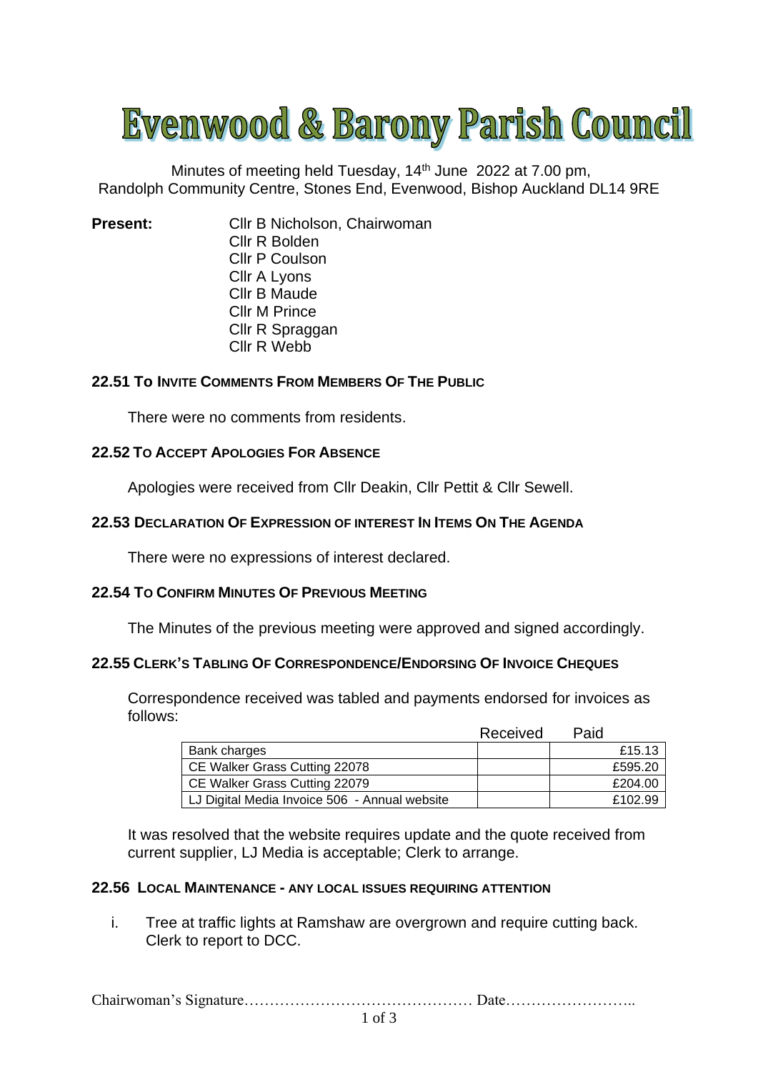# Evenwood & Barony Parish Council

Minutes of meeting held Tuesday, 14th June 2022 at 7.00 pm,
Randolph Community Centre, Stones End, Evenwood, Bishop Auckland DL14 9RE

**Present:** Cllr B Nicholson, Chairwoman
Cllr R Bolden
Cllr P Coulson
Cllr A Lyons
Cllr B Maude
Cllr M Prince
Cllr R Spraggan
Cllr R Webb

### 22.51 TO INVITE COMMENTS FROM MEMBERS OF THE PUBLIC

There were no comments from residents.

### 22.52 TO ACCEPT APOLOGIES FOR ABSENCE

Apologies were received from Cllr Deakin, Cllr Pettit & Cllr Sewell.

### 22.53 DECLARATION OF EXPRESSION OF INTEREST IN ITEMS ON THE AGENDA

There were no expressions of interest declared.

### 22.54 TO CONFIRM MINUTES OF PREVIOUS MEETING

The Minutes of the previous meeting were approved and signed accordingly.

### 22.55 CLERK'S TABLING OF CORRESPONDENCE/ENDORSING OF INVOICE CHEQUES

Correspondence received was tabled and payments endorsed for invoices as follows:

| | Received | Paid |
|---|---|---|
| Bank charges | | £15.13 |
| CE Walker Grass Cutting 22078 | | £595.20 |
| CE Walker Grass Cutting 22079 | | £204.00 |
| LJ Digital Media Invoice 506 - Annual website | | £102.99 |

It was resolved that the website requires update and the quote received from current supplier, LJ Media is acceptable; Clerk to arrange.

### 22.56 LOCAL MAINTENANCE - ANY LOCAL ISSUES REQUIRING ATTENTION

i. Tree at traffic lights at Ramshaw are overgrown and require cutting back. Clerk to report to DCC.

Chairwoman's Signature……………………………………… Date……………………..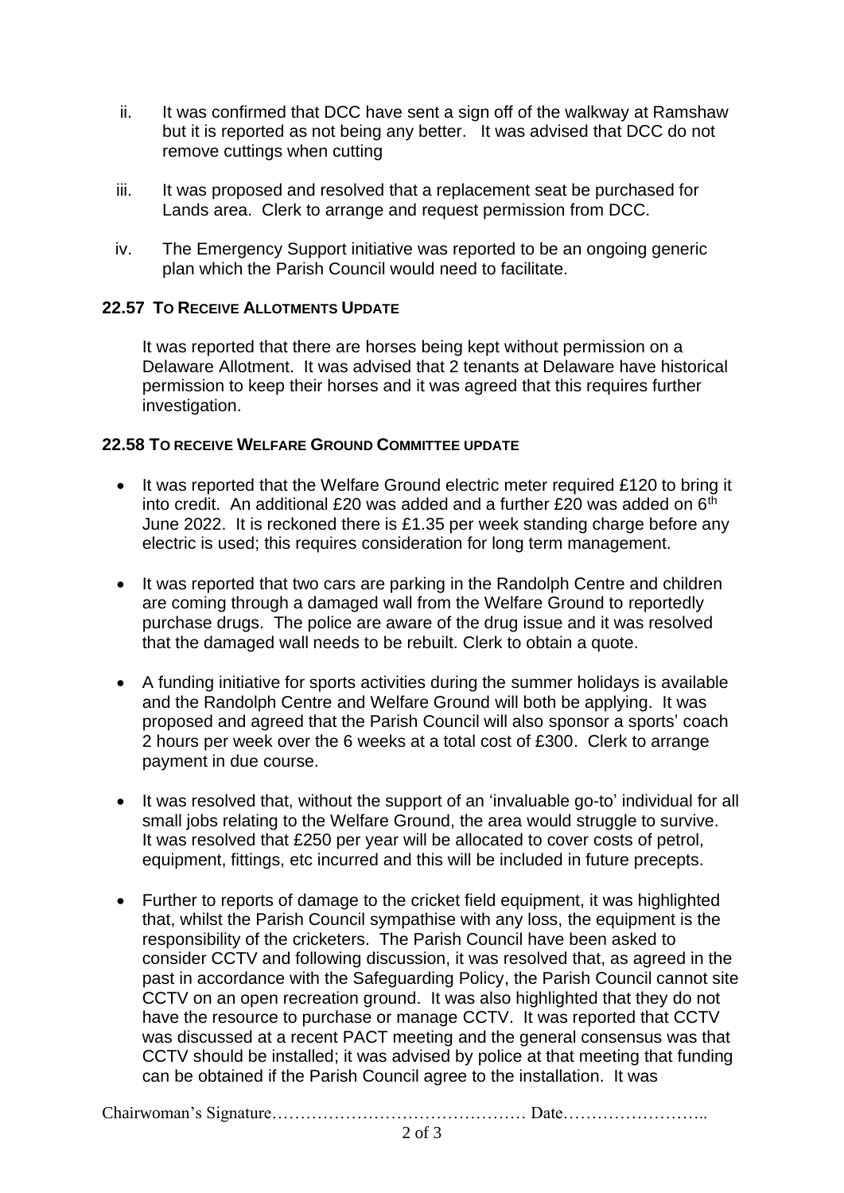ii. It was confirmed that DCC have sent a sign off of the walkway at Ramshaw but it is reported as not being any better. It was advised that DCC do not remove cuttings when cutting

iii. It was proposed and resolved that a replacement seat be purchased for Lands area. Clerk to arrange and request permission from DCC.

iv. The Emergency Support initiative was reported to be an ongoing generic plan which the Parish Council would need to facilitate.

## 22.57 TO RECEIVE ALLOTMENTS UPDATE

It was reported that there are horses being kept without permission on a Delaware Allotment. It was advised that 2 tenants at Delaware have historical permission to keep their horses and it was agreed that this requires further investigation.

## 22.58 TO RECEIVE WELFARE GROUND COMMITTEE UPDATE

- It was reported that the Welfare Ground electric meter required £120 to bring it into credit. An additional £20 was added and a further £20 was added on 6th June 2022. It is reckoned there is £1.35 per week standing charge before any electric is used; this requires consideration for long term management.
- It was reported that two cars are parking in the Randolph Centre and children are coming through a damaged wall from the Welfare Ground to reportedly purchase drugs. The police are aware of the drug issue and it was resolved that the damaged wall needs to be rebuilt. Clerk to obtain a quote.
- A funding initiative for sports activities during the summer holidays is available and the Randolph Centre and Welfare Ground will both be applying. It was proposed and agreed that the Parish Council will also sponsor a sports' coach 2 hours per week over the 6 weeks at a total cost of £300. Clerk to arrange payment in due course.
- It was resolved that, without the support of an 'invaluable go-to' individual for all small jobs relating to the Welfare Ground, the area would struggle to survive. It was resolved that £250 per year will be allocated to cover costs of petrol, equipment, fittings, etc incurred and this will be included in future precepts.
- Further to reports of damage to the cricket field equipment, it was highlighted that, whilst the Parish Council sympathise with any loss, the equipment is the responsibility of the cricketers. The Parish Council have been asked to consider CCTV and following discussion, it was resolved that, as agreed in the past in accordance with the Safeguarding Policy, the Parish Council cannot site CCTV on an open recreation ground. It was also highlighted that they do not have the resource to purchase or manage CCTV. It was reported that CCTV was discussed at a recent PACT meeting and the general consensus was that CCTV should be installed; it was advised by police at that meeting that funding can be obtained if the Parish Council agree to the installation. It was

Chairwoman's Signature……………………………………… Date……………………..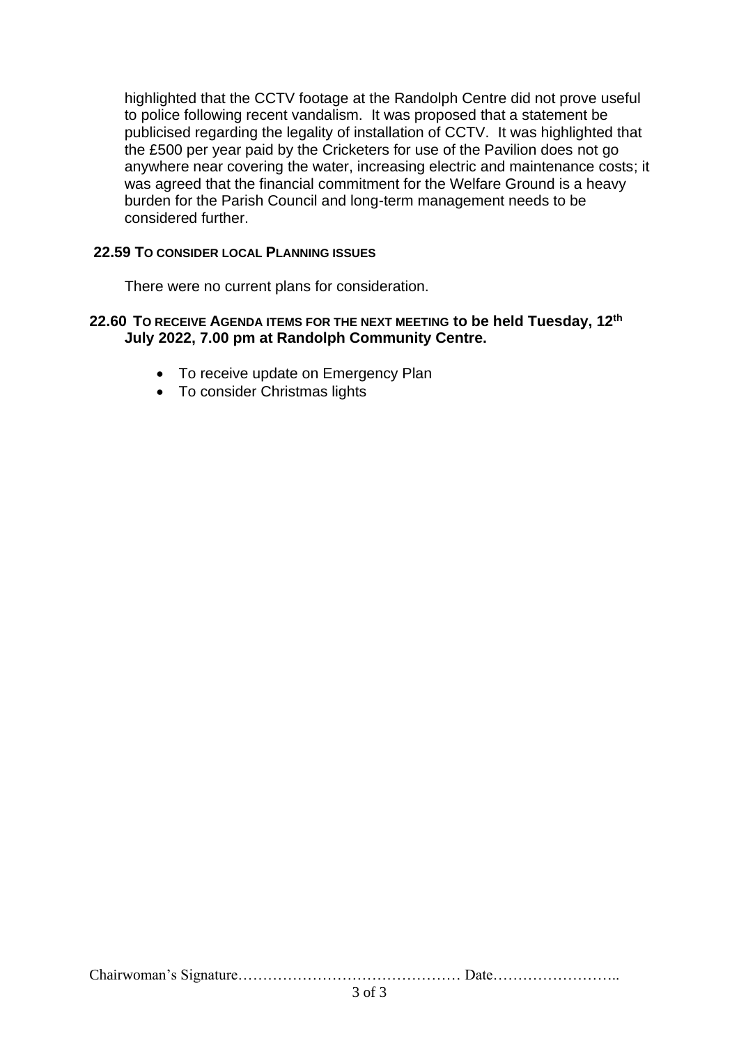highlighted that the CCTV footage at the Randolph Centre did not prove useful to police following recent vandalism. It was proposed that a statement be publicised regarding the legality of installation of CCTV. It was highlighted that the £500 per year paid by the Cricketers for use of the Pavilion does not go anywhere near covering the water, increasing electric and maintenance costs; it was agreed that the financial commitment for the Welfare Ground is a heavy burden for the Parish Council and long-term management needs to be considered further.

**22.59 TO CONSIDER LOCAL PLANNING ISSUES**

There were no current plans for consideration.

**22.60 TO RECEIVE AGENDA ITEMS FOR THE NEXT MEETING to be held Tuesday, 12th July 2022, 7.00 pm at Randolph Community Centre.**

- To receive update on Emergency Plan
- To consider Christmas lights

Chairwoman's Signature……………………………………… Date……………………..